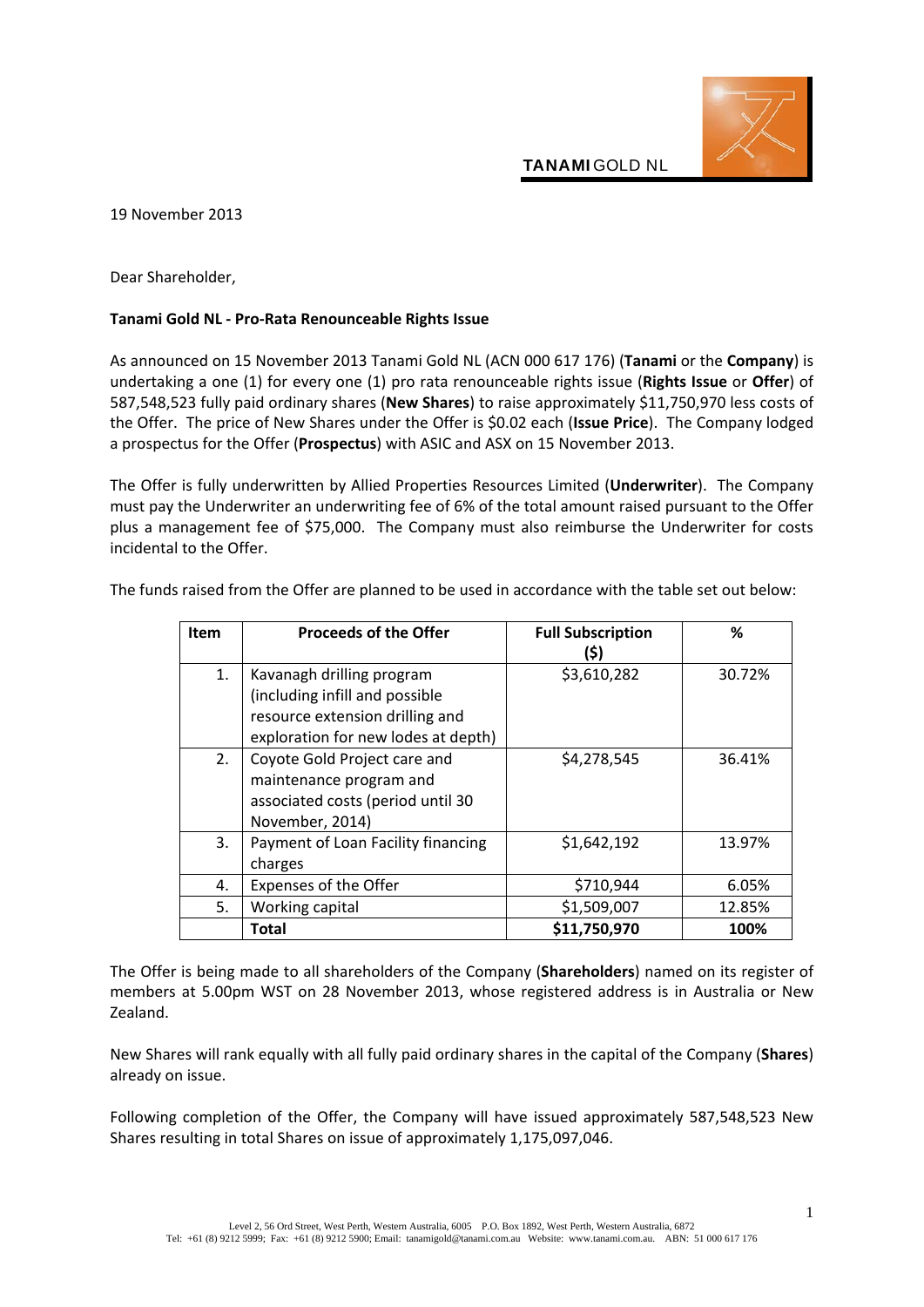TANAMI GOLD NL

19 November 2013

Dear Shareholder,

**Tanami Gold NL - Pro-Rata Renounceable Rights Issue**

As announced on 15 November 2013 Tanami Gold NL (ACN 000 617 176) (**Tanami** or the **Company**) is undertaking a one (1) for every one (1) pro rata renounceable rights issue (**Rights Issue** or **Offer**) of 587,548,523 fully paid ordinary shares (**New Shares**) to raise approximately $11,750,970 less costs of the Offer. The price of New Shares under the Offer is $0.02 each (**Issue Price**). The Company lodged a prospectus for the Offer (**Prospectus**) with ASIC and ASX on 15 November 2013.

The Offer is fully underwritten by Allied Properties Resources Limited (**Underwriter**). The Company must pay the Underwriter an underwriting fee of 6% of the total amount raised pursuant to the Offer plus a management fee of $75,000. The Company must also reimburse the Underwriter for costs incidental to the Offer.

The funds raised from the Offer are planned to be used in accordance with the table set out below:

| Item | Proceeds of the Offer | Full Subscription ($) | % |
|---|---|---|---|
| 1. | Kavanagh drilling program (including infill and possible resource extension drilling and exploration for new lodes at depth) | $3,610,282 | 30.72% |
| 2. | Coyote Gold Project care and maintenance program and associated costs (period until 30 November, 2014) | $4,278,545 | 36.41% |
| 3. | Payment of Loan Facility financing charges | $1,642,192 | 13.97% |
| 4. | Expenses of the Offer | $710,944 | 6.05% |
| 5. | Working capital | $1,509,007 | 12.85% |
| | **Total** | **$11,750,970** | **100%** |

The Offer is being made to all shareholders of the Company (**Shareholders**) named on its register of members at 5.00pm WST on 28 November 2013, whose registered address is in Australia or New Zealand.

New Shares will rank equally with all fully paid ordinary shares in the capital of the Company (**Shares**) already on issue.

Following completion of the Offer, the Company will have issued approximately 587,548,523 New Shares resulting in total Shares on issue of approximately 1,175,097,046.

Level 2, 56 Ord Street, West Perth, Western Australia, 6005 P.O. Box 1892, West Perth, Western Australia, 6872
Tel: +61 (8) 9212 5999; Fax: +61 (8) 9212 5900; Email: tanamigold@tanami.com.au Website: www.tanami.com.au. ABN: 51 000 617 176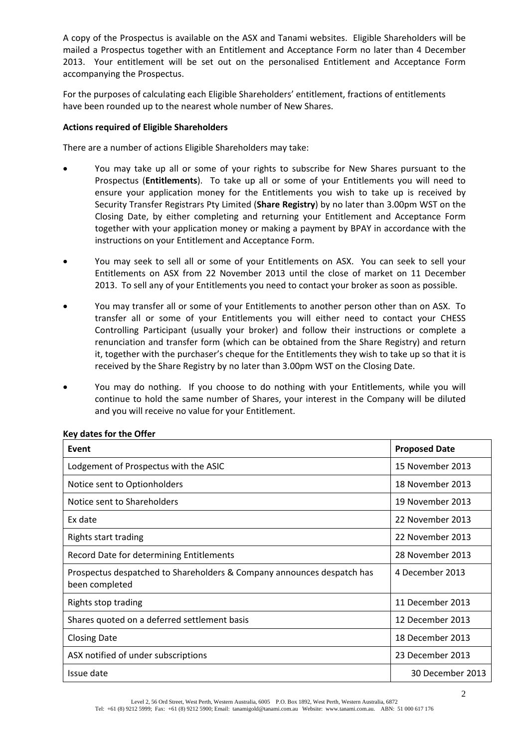A copy of the Prospectus is available on the ASX and Tanami websites. Eligible Shareholders will be mailed a Prospectus together with an Entitlement and Acceptance Form no later than 4 December 2013. Your entitlement will be set out on the personalised Entitlement and Acceptance Form accompanying the Prospectus.

For the purposes of calculating each Eligible Shareholders' entitlement, fractions of entitlements have been rounded up to the nearest whole number of New Shares.

**Actions required of Eligible Shareholders**

There are a number of actions Eligible Shareholders may take:

- You may take up all or some of your rights to subscribe for New Shares pursuant to the Prospectus (**Entitlements**). To take up all or some of your Entitlements you will need to ensure your application money for the Entitlements you wish to take up is received by Security Transfer Registrars Pty Limited (**Share Registry**) by no later than 3.00pm WST on the Closing Date, by either completing and returning your Entitlement and Acceptance Form together with your application money or making a payment by BPAY in accordance with the instructions on your Entitlement and Acceptance Form.
- You may seek to sell all or some of your Entitlements on ASX. You can seek to sell your Entitlements on ASX from 22 November 2013 until the close of market on 11 December 2013. To sell any of your Entitlements you need to contact your broker as soon as possible.
- You may transfer all or some of your Entitlements to another person other than on ASX. To transfer all or some of your Entitlements you will either need to contact your CHESS Controlling Participant (usually your broker) and follow their instructions or complete a renunciation and transfer form (which can be obtained from the Share Registry) and return it, together with the purchaser's cheque for the Entitlements they wish to take up so that it is received by the Share Registry by no later than 3.00pm WST on the Closing Date.
- You may do nothing. If you choose to do nothing with your Entitlements, while you will continue to hold the same number of Shares, your interest in the Company will be diluted and you will receive no value for your Entitlement.

**Key dates for the Offer**

| Event | Proposed Date |
|---|---|
| Lodgement of Prospectus with the ASIC | 15 November 2013 |
| Notice sent to Optionholders | 18 November 2013 |
| Notice sent to Shareholders | 19 November 2013 |
| Ex date | 22 November 2013 |
| Rights start trading | 22 November 2013 |
| Record Date for determining Entitlements | 28 November 2013 |
| Prospectus despatched to Shareholders & Company announces despatch has been completed | 4 December 2013 |
| Rights stop trading | 11 December 2013 |
| Shares quoted on a deferred settlement basis | 12 December 2013 |
| Closing Date | 18 December 2013 |
| ASX notified of under subscriptions | 23 December 2013 |
| Issue date | 30 December 2013 |

Level 2, 56 Ord Street, West Perth, Western Australia, 6005 P.O. Box 1892, West Perth, Western Australia, 6872
Tel: +61 (8) 9212 5999; Fax: +61 (8) 9212 5900; Email: tanamigold@tanami.com.au Website: www.tanami.com.au. ABN: 51 000 617 176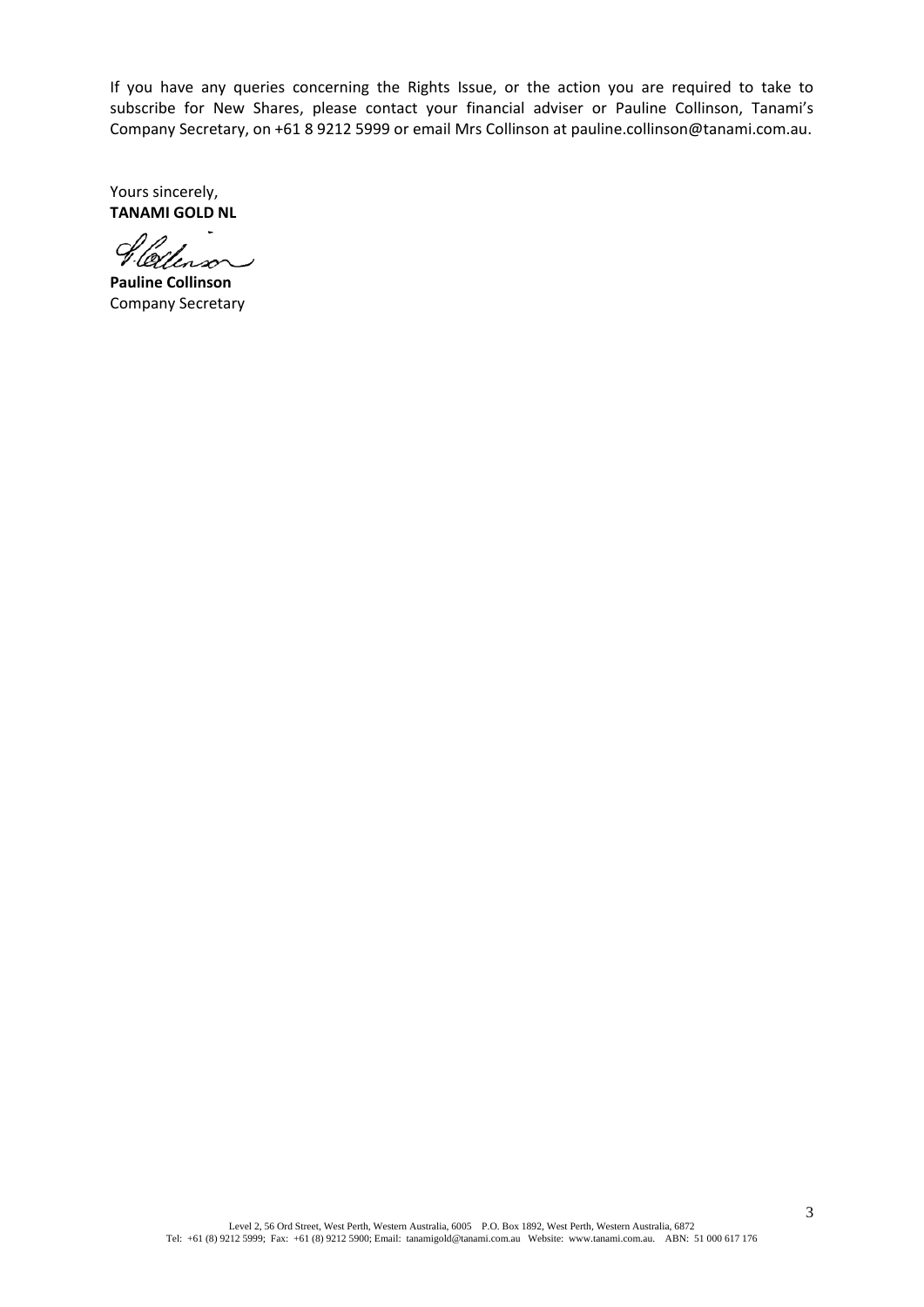If you have any queries concerning the Rights Issue, or the action you are required to take to subscribe for New Shares, please contact your financial adviser or Pauline Collinson, Tanami's Company Secretary, on +61 8 9212 5999 or email Mrs Collinson at pauline.collinson@tanami.com.au.

Yours sincerely,
**TANAMI GOLD NL**

**Pauline Collinson**
Company Secretary

Level 2, 56 Ord Street, West Perth, Western Australia, 6005 P.O. Box 1892, West Perth, Western Australia, 6872
Tel: +61 (8) 9212 5999; Fax: +61 (8) 9212 5900; Email: tanamigold@tanami.com.au Website: www.tanami.com.au. ABN: 51 000 617 176